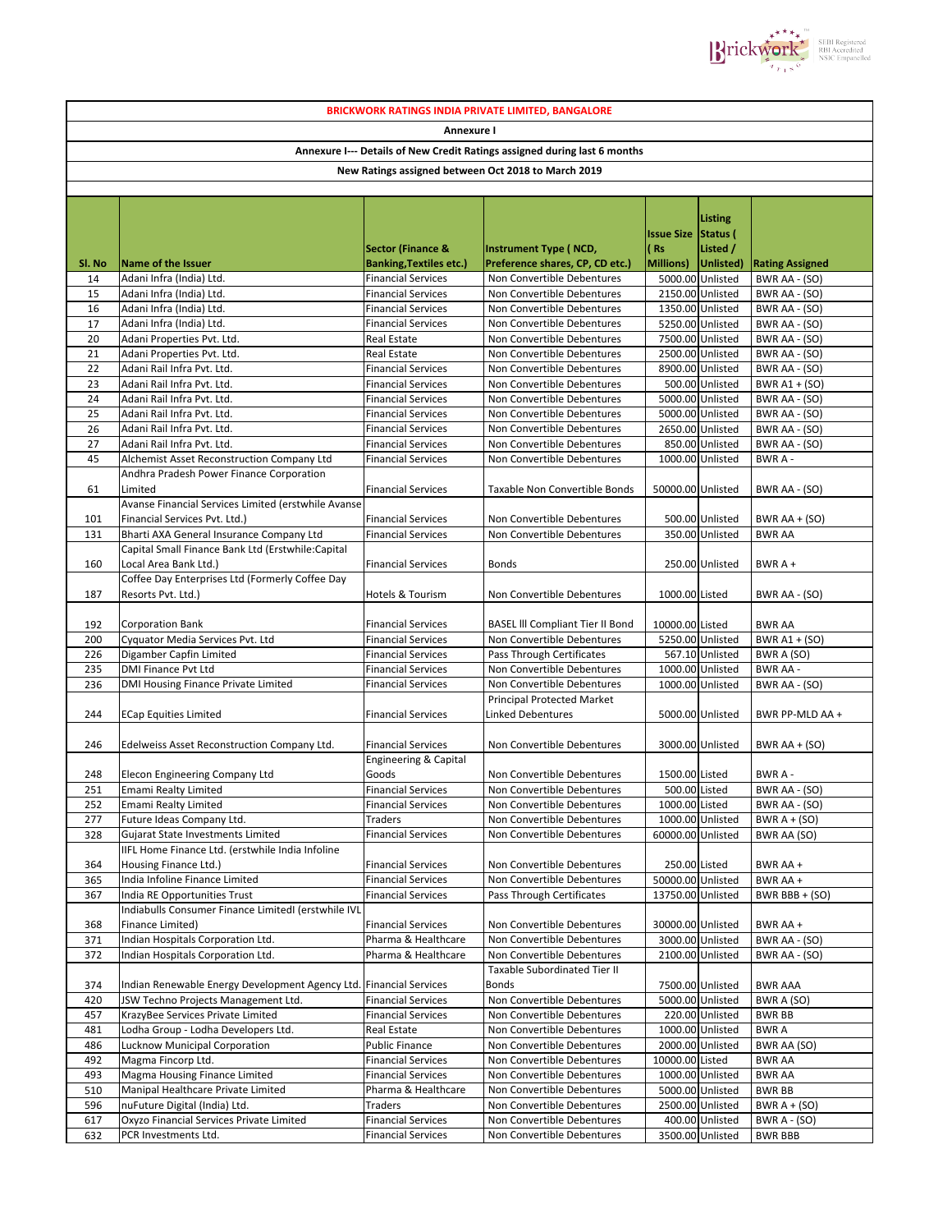**BRICKWORK RATINGS INDIA PRIVATE LIMITED, BANGALORE**

**Annexure I**

**Annexure I--- Details of New Credit Ratings assigned during last 6 months**

**New Ratings assigned between Oct 2018 to March 2019**

| Sl. No | Name of the Issuer | Sector (Finance & Banking,Textiles etc.) | Instrument Type ( NCD, Preference shares, CP, CD etc.) | Issue Size ( Rs Millions) | Listing Status ( Listed / Unlisted) | Rating Assigned |
|---|---|---|---|---|---|---|
| 14 | Adani Infra (India) Ltd. | Financial Services | Non Convertible Debentures | 5000.00 | Unlisted | BWR AA - (SO) |
| 15 | Adani Infra (India) Ltd. | Financial Services | Non Convertible Debentures | 2150.00 | Unlisted | BWR AA - (SO) |
| 16 | Adani Infra (India) Ltd. | Financial Services | Non Convertible Debentures | 1350.00 | Unlisted | BWR AA - (SO) |
| 17 | Adani Infra (India) Ltd. | Financial Services | Non Convertible Debentures | 5250.00 | Unlisted | BWR AA - (SO) |
| 20 | Adani Properties Pvt. Ltd. | Real Estate | Non Convertible Debentures | 7500.00 | Unlisted | BWR AA - (SO) |
| 21 | Adani Properties Pvt. Ltd. | Real Estate | Non Convertible Debentures | 2500.00 | Unlisted | BWR AA - (SO) |
| 22 | Adani Rail Infra Pvt. Ltd. | Financial Services | Non Convertible Debentures | 8900.00 | Unlisted | BWR AA - (SO) |
| 23 | Adani Rail Infra Pvt. Ltd. | Financial Services | Non Convertible Debentures | 500.00 | Unlisted | BWR A1 + (SO) |
| 24 | Adani Rail Infra Pvt. Ltd. | Financial Services | Non Convertible Debentures | 5000.00 | Unlisted | BWR AA - (SO) |
| 25 | Adani Rail Infra Pvt. Ltd. | Financial Services | Non Convertible Debentures | 5000.00 | Unlisted | BWR AA - (SO) |
| 26 | Adani Rail Infra Pvt. Ltd. | Financial Services | Non Convertible Debentures | 2650.00 | Unlisted | BWR AA - (SO) |
| 27 | Adani Rail Infra Pvt. Ltd. | Financial Services | Non Convertible Debentures | 850.00 | Unlisted | BWR AA - (SO) |
| 45 | Alchemist Asset Reconstruction Company Ltd | Financial Services | Non Convertible Debentures | 1000.00 | Unlisted | BWR A - |
| 61 | Andhra Pradesh Power Finance Corporation Limited | Financial Services | Taxable Non Convertible Bonds | 50000.00 | Unlisted | BWR AA - (SO) |
| 101 | Avanse Financial Services Limited (erstwhile Avanse Financial Services Pvt. Ltd.) | Financial Services | Non Convertible Debentures | 500.00 | Unlisted | BWR AA + (SO) |
| 131 | Bharti AXA General Insurance Company Ltd | Financial Services | Non Convertible Debentures | 350.00 | Unlisted | BWR AA |
| 160 | Capital Small Finance Bank Ltd (Erstwhile:Capital Local Area Bank Ltd.) | Financial Services | Bonds | 250.00 | Unlisted | BWR A + |
| 187 | Coffee Day Enterprises Ltd (Formerly Coffee Day Resorts Pvt. Ltd.) | Hotels & Tourism | Non Convertible Debentures | 1000.00 | Listed | BWR AA - (SO) |
| 192 | Corporation Bank | Financial Services | BASEL lll Compliant Tier II Bond | 10000.00 | Listed | BWR AA |
| 200 | Cyquator Media Services Pvt. Ltd | Financial Services | Non Convertible Debentures | 5250.00 | Unlisted | BWR A1 + (SO) |
| 226 | Digamber Capfin Limited | Financial Services | Pass Through Certificates | 567.10 | Unlisted | BWR A (SO) |
| 235 | DMI Finance Pvt Ltd | Financial Services | Non Convertible Debentures | 1000.00 | Unlisted | BWR AA - |
| 236 | DMI Housing Finance Private Limited | Financial Services | Non Convertible Debentures | 1000.00 | Unlisted | BWR AA - (SO) |
| 244 | ECap Equities Limited | Financial Services | Principal Protected Market Linked Debentures | 5000.00 | Unlisted | BWR PP-MLD AA + |
| 246 | Edelweiss Asset Reconstruction Company Ltd. | Financial Services | Non Convertible Debentures | 3000.00 | Unlisted | BWR AA + (SO) |
| 248 | Elecon Engineering Company Ltd | Engineering & Capital Goods | Non Convertible Debentures | 1500.00 | Listed | BWR A - |
| 251 | Emami Realty Limited | Financial Services | Non Convertible Debentures | 500.00 | Listed | BWR AA - (SO) |
| 252 | Emami Realty Limited | Financial Services | Non Convertible Debentures | 1000.00 | Listed | BWR AA - (SO) |
| 277 | Future Ideas Company Ltd. | Traders | Non Convertible Debentures | 1000.00 | Unlisted | BWR A + (SO) |
| 328 | Gujarat State Investments Limited | Financial Services | Non Convertible Debentures | 60000.00 | Unlisted | BWR AA (SO) |
| 364 | IIFL Home Finance Ltd. (erstwhile India Infoline Housing Finance Ltd.) | Financial Services | Non Convertible Debentures | 250.00 | Listed | BWR AA + |
| 365 | India Infoline Finance Limited | Financial Services | Non Convertible Debentures | 50000.00 | Unlisted | BWR AA + |
| 367 | India RE Opportunities Trust | Financial Services | Pass Through Certificates | 13750.00 | Unlisted | BWR BBB + (SO) |
| 368 | Indiabulls Consumer Finance LimitedI (erstwhile IVL Finance Limited) | Financial Services | Non Convertible Debentures | 30000.00 | Unlisted | BWR AA + |
| 371 | Indian Hospitals Corporation Ltd. | Pharma & Healthcare | Non Convertible Debentures | 3000.00 | Unlisted | BWR AA - (SO) |
| 372 | Indian Hospitals Corporation Ltd. | Pharma & Healthcare | Non Convertible Debentures | 2100.00 | Unlisted | BWR AA - (SO) |
| 374 | Indian Renewable Energy Development Agency Ltd. | Financial Services | Taxable Subordinated Tier II Bonds | 7500.00 | Unlisted | BWR AAA |
| 420 | JSW Techno Projects Management Ltd. | Financial Services | Non Convertible Debentures | 5000.00 | Unlisted | BWR A (SO) |
| 457 | KrazyBee Services Private Limited | Financial Services | Non Convertible Debentures | 220.00 | Unlisted | BWR BB |
| 481 | Lodha Group - Lodha Developers Ltd. | Real Estate | Non Convertible Debentures | 1000.00 | Unlisted | BWR A |
| 486 | Lucknow Municipal Corporation | Public Finance | Non Convertible Debentures | 2000.00 | Unlisted | BWR AA (SO) |
| 492 | Magma Fincorp Ltd. | Financial Services | Non Convertible Debentures | 10000.00 | Listed | BWR AA |
| 493 | Magma Housing Finance Limited | Financial Services | Non Convertible Debentures | 1000.00 | Unlisted | BWR AA |
| 510 | Manipal Healthcare Private Limited | Pharma & Healthcare | Non Convertible Debentures | 5000.00 | Unlisted | BWR BB |
| 596 | nuFuture Digital (India) Ltd. | Traders | Non Convertible Debentures | 2500.00 | Unlisted | BWR A + (SO) |
| 617 | Oxyzo Financial Services Private Limited | Financial Services | Non Convertible Debentures | 400.00 | Unlisted | BWR A - (SO) |
| 632 | PCR Investments Ltd. | Financial Services | Non Convertible Debentures | 3500.00 | Unlisted | BWR BBB |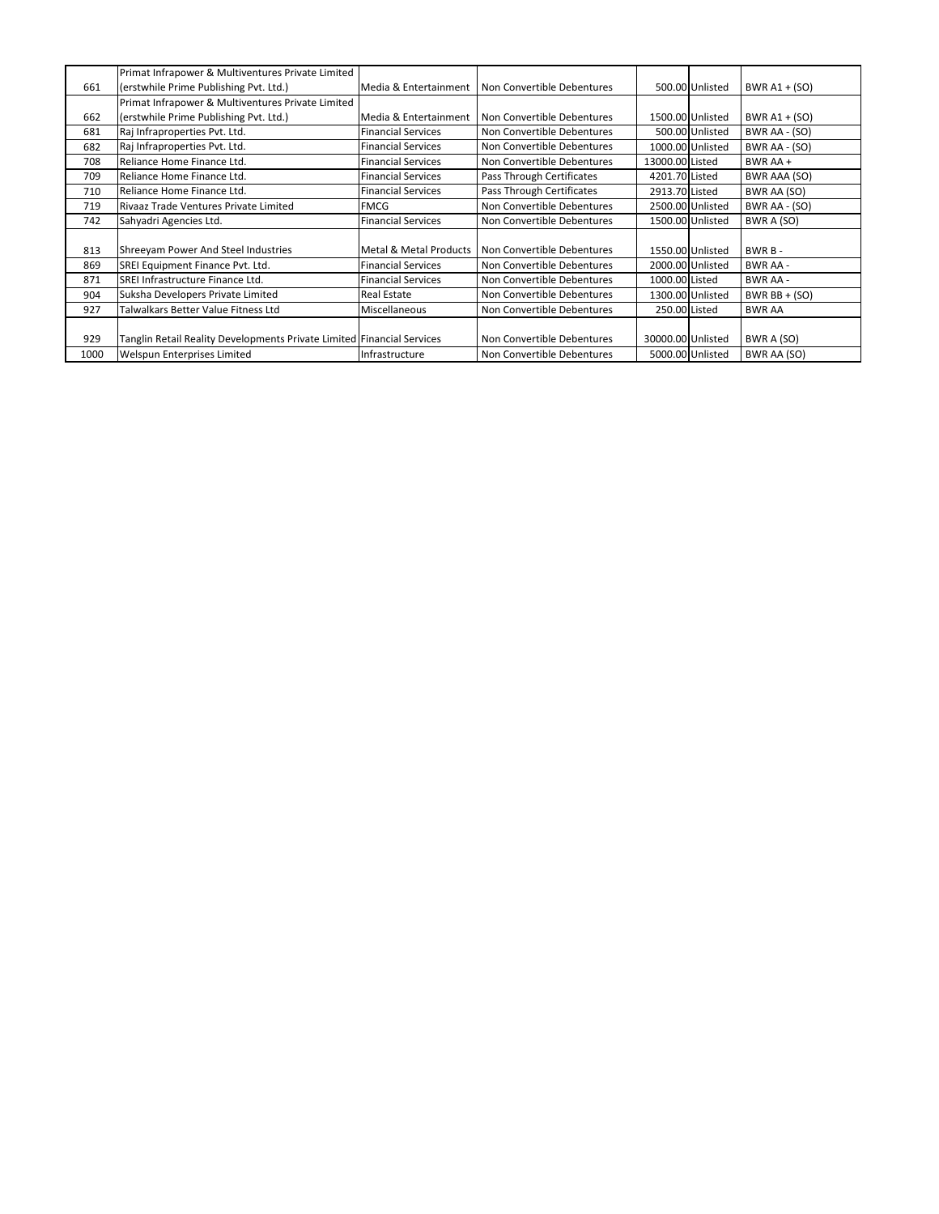| | | | | | | |
|---|---|---|---|---|---|---|
| 661 | Primat Infrapower & Multiventures Private Limited (erstwhile Prime Publishing Pvt. Ltd.) | Media & Entertainment | Non Convertible Debentures | 500.00 | Unlisted | BWR A1 + (SO) |
| 662 | Primat Infrapower & Multiventures Private Limited (erstwhile Prime Publishing Pvt. Ltd.) | Media & Entertainment | Non Convertible Debentures | 1500.00 | Unlisted | BWR A1 + (SO) |
| 681 | Raj Infraproperties Pvt. Ltd. | Financial Services | Non Convertible Debentures | 500.00 | Unlisted | BWR AA - (SO) |
| 682 | Raj Infraproperties Pvt. Ltd. | Financial Services | Non Convertible Debentures | 1000.00 | Unlisted | BWR AA - (SO) |
| 708 | Reliance Home Finance Ltd. | Financial Services | Non Convertible Debentures | 13000.00 | Listed | BWR AA + |
| 709 | Reliance Home Finance Ltd. | Financial Services | Pass Through Certificates | 4201.70 | Listed | BWR AAA (SO) |
| 710 | Reliance Home Finance Ltd. | Financial Services | Pass Through Certificates | 2913.70 | Listed | BWR AA (SO) |
| 719 | Rivaaz Trade Ventures Private Limited | FMCG | Non Convertible Debentures | 2500.00 | Unlisted | BWR AA - (SO) |
| 742 | Sahyadri Agencies Ltd. | Financial Services | Non Convertible Debentures | 1500.00 | Unlisted | BWR A (SO) |
| 813 | Shreeyam Power And Steel Industries | Metal & Metal Products | Non Convertible Debentures | 1550.00 | Unlisted | BWR B - |
| 869 | SREI Equipment Finance Pvt. Ltd. | Financial Services | Non Convertible Debentures | 2000.00 | Unlisted | BWR AA - |
| 871 | SREI Infrastructure Finance Ltd. | Financial Services | Non Convertible Debentures | 1000.00 | Listed | BWR AA - |
| 904 | Suksha Developers Private Limited | Real Estate | Non Convertible Debentures | 1300.00 | Unlisted | BWR BB + (SO) |
| 927 | Talwalkars Better Value Fitness Ltd | Miscellaneous | Non Convertible Debentures | 250.00 | Listed | BWR AA |
| 929 | Tanglin Retail Reality Developments Private Limited | Financial Services | Non Convertible Debentures | 30000.00 | Unlisted | BWR A (SO) |
| 1000 | Welspun Enterprises Limited | Infrastructure | Non Convertible Debentures | 5000.00 | Unlisted | BWR AA (SO) |